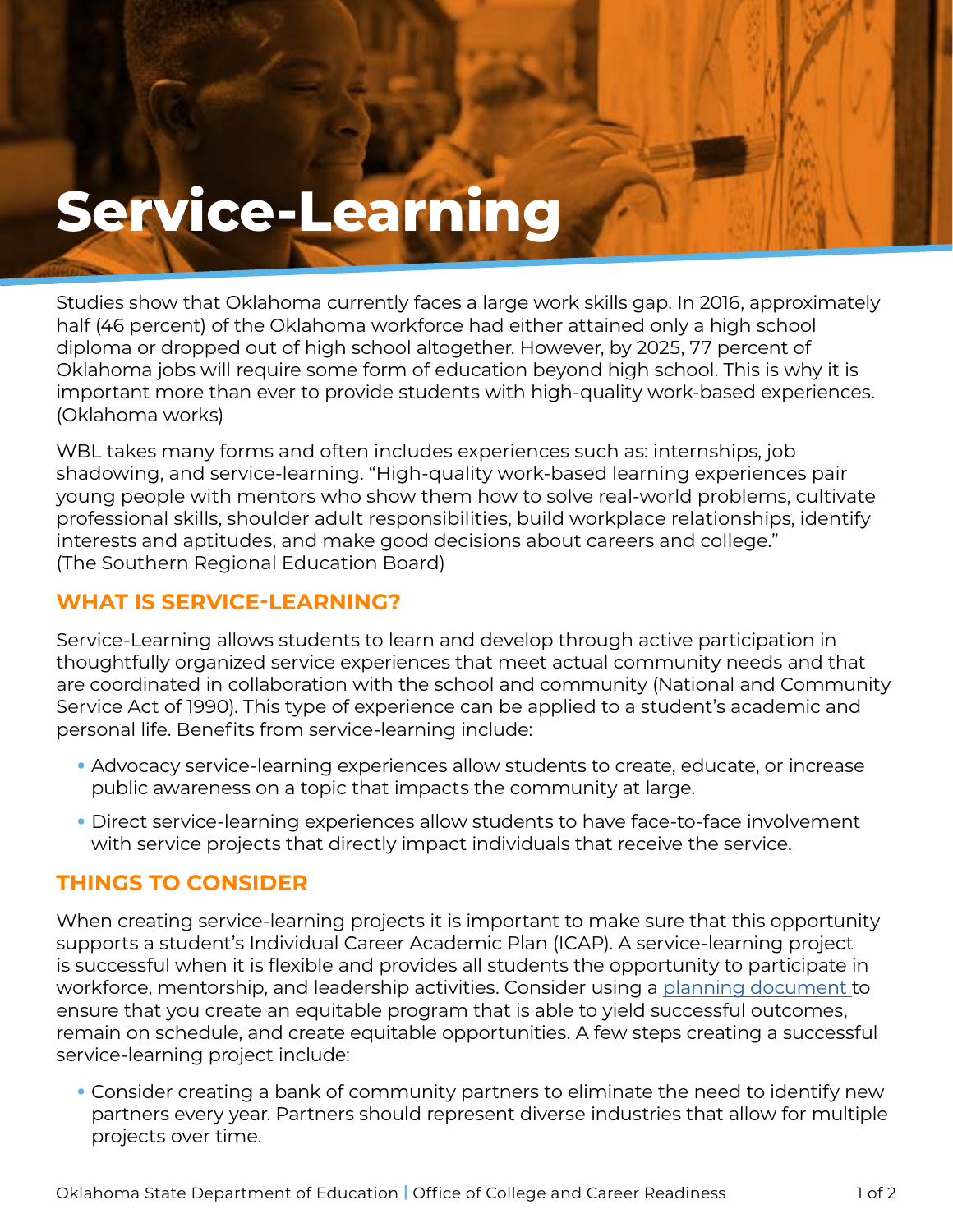# Service-Learning

Studies show that Oklahoma currently faces a large work skills gap. In 2016, approximately half (46 percent) of the Oklahoma workforce had either attained only a high school diploma or dropped out of high school altogether. However, by 2025, 77 percent of Oklahoma jobs will require some form of education beyond high school. This is why it is important more than ever to provide students with high-quality work-based experiences. (Oklahoma works)

WBL takes many forms and often includes experiences such as: internships, job shadowing, and service-learning. "High-quality work-based learning experiences pair young people with mentors who show them how to solve real-world problems, cultivate professional skills, shoulder adult responsibilities, build workplace relationships, identify interests and aptitudes, and make good decisions about careers and college." (The Southern Regional Education Board)

## WHAT IS SERVICE-LEARNING?

Service-Learning allows students to learn and develop through active participation in thoughtfully organized service experiences that meet actual community needs and that are coordinated in collaboration with the school and community (National and Community Service Act of 1990). This type of experience can be applied to a student's academic and personal life. Benefits from service-learning include:

- Advocacy service-learning experiences allow students to create, educate, or increase public awareness on a topic that impacts the community at large.
- Direct service-learning experiences allow students to have face-to-face involvement with service projects that directly impact individuals that receive the service.

## THINGS TO CONSIDER

When creating service-learning projects it is important to make sure that this opportunity supports a student's Individual Career Academic Plan (ICAP). A service-learning project is successful when it is flexible and provides all students the opportunity to participate in workforce, mentorship, and leadership activities. Consider using a planning document to ensure that you create an equitable program that is able to yield successful outcomes, remain on schedule, and create equitable opportunities. A few steps creating a successful service-learning project include:

- Consider creating a bank of community partners to eliminate the need to identify new partners every year. Partners should represent diverse industries that allow for multiple projects over time.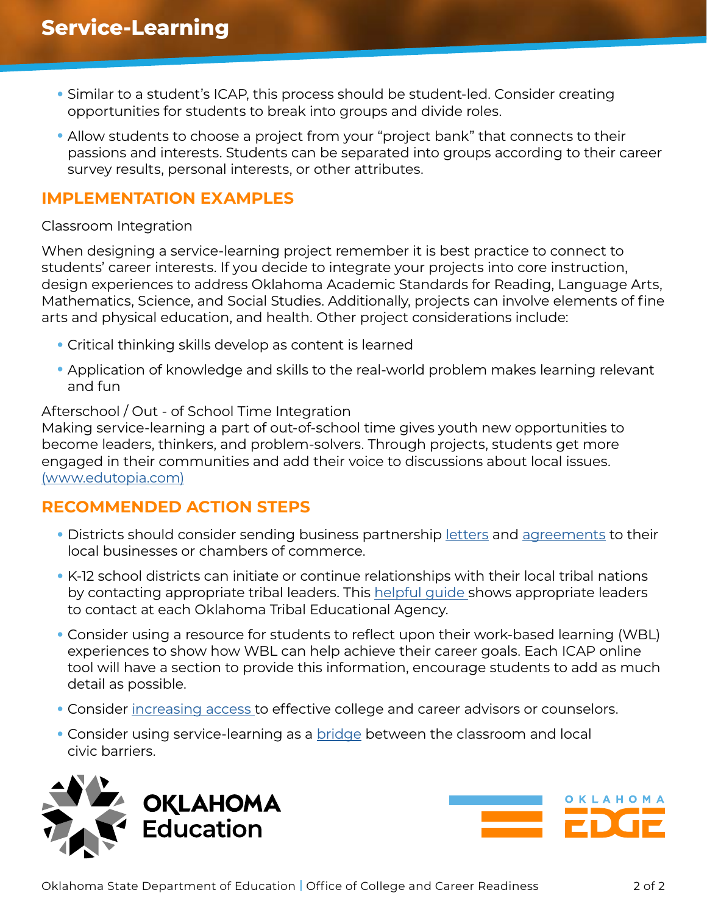# Service-Learning

- Similar to a student's ICAP, this process should be student-led. Consider creating opportunities for students to break into groups and divide roles.
- Allow students to choose a project from your "project bank" that connects to their passions and interests. Students can be separated into groups according to their career survey results, personal interests, or other attributes.

## IMPLEMENTATION EXAMPLES

Classroom Integration

When designing a service-learning project remember it is best practice to connect to students' career interests. If you decide to integrate your projects into core instruction, design experiences to address Oklahoma Academic Standards for Reading, Language Arts, Mathematics, Science, and Social Studies. Additionally, projects can involve elements of fine arts and physical education, and health. Other project considerations include:

- Critical thinking skills develop as content is learned
- Application of knowledge and skills to the real-world problem makes learning relevant and fun

Afterschool / Out - of School Time Integration
Making service-learning a part of out-of-school time gives youth new opportunities to become leaders, thinkers, and problem-solvers. Through projects, students get more engaged in their communities and add their voice to discussions about local issues. (www.edutopia.com)

## RECOMMENDED ACTION STEPS

- Districts should consider sending business partnership letters and agreements to their local businesses or chambers of commerce.
- K-12 school districts can initiate or continue relationships with their local tribal nations by contacting appropriate tribal leaders. This helpful guide shows appropriate leaders to contact at each Oklahoma Tribal Educational Agency.
- Consider using a resource for students to reflect upon their work-based learning (WBL) experiences to show how WBL can help achieve their career goals. Each ICAP online tool will have a section to provide this information, encourage students to add as much detail as possible.
- Consider increasing access to effective college and career advisors or counselors.
- Consider using service-learning as a bridge between the classroom and local civic barriers.

OKLAHOMA Education

OKLAHOMA EDGE

Oklahoma State Department of Education | Office of College and Career Readiness